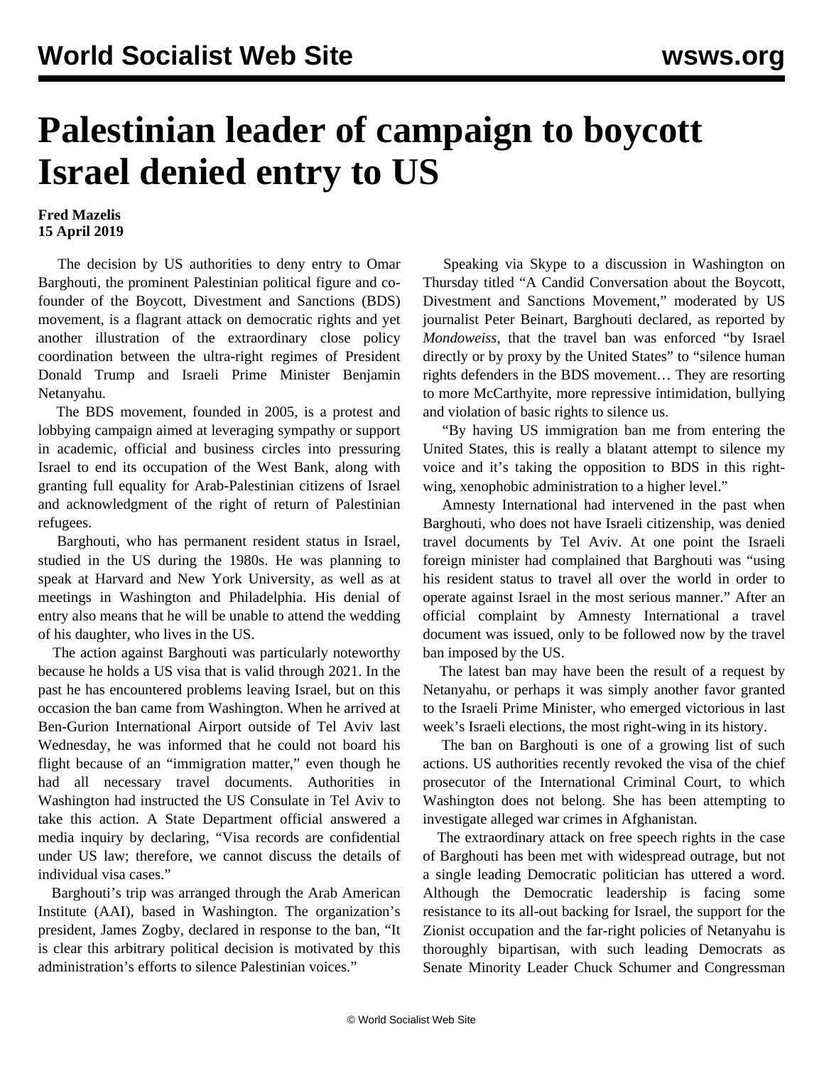# Palestinian leader of campaign to boycott Israel denied entry to US

**Fred Mazelis**
**15 April 2019**

The decision by US authorities to deny entry to Omar Barghouti, the prominent Palestinian political figure and co-founder of the Boycott, Divestment and Sanctions (BDS) movement, is a flagrant attack on democratic rights and yet another illustration of the extraordinary close policy coordination between the ultra-right regimes of President Donald Trump and Israeli Prime Minister Benjamin Netanyahu.

The BDS movement, founded in 2005, is a protest and lobbying campaign aimed at leveraging sympathy or support in academic, official and business circles into pressuring Israel to end its occupation of the West Bank, along with granting full equality for Arab-Palestinian citizens of Israel and acknowledgment of the right of return of Palestinian refugees.

Barghouti, who has permanent resident status in Israel, studied in the US during the 1980s. He was planning to speak at Harvard and New York University, as well as at meetings in Washington and Philadelphia. His denial of entry also means that he will be unable to attend the wedding of his daughter, who lives in the US.

The action against Barghouti was particularly noteworthy because he holds a US visa that is valid through 2021. In the past he has encountered problems leaving Israel, but on this occasion the ban came from Washington. When he arrived at Ben-Gurion International Airport outside of Tel Aviv last Wednesday, he was informed that he could not board his flight because of an "immigration matter," even though he had all necessary travel documents. Authorities in Washington had instructed the US Consulate in Tel Aviv to take this action. A State Department official answered a media inquiry by declaring, "Visa records are confidential under US law; therefore, we cannot discuss the details of individual visa cases."

Barghouti's trip was arranged through the Arab American Institute (AAI), based in Washington. The organization's president, James Zogby, declared in response to the ban, "It is clear this arbitrary political decision is motivated by this administration's efforts to silence Palestinian voices."

Speaking via Skype to a discussion in Washington on Thursday titled "A Candid Conversation about the Boycott, Divestment and Sanctions Movement," moderated by US journalist Peter Beinart, Barghouti declared, as reported by *Mondoweiss*, that the travel ban was enforced "by Israel directly or by proxy by the United States" to "silence human rights defenders in the BDS movement… They are resorting to more McCarthyite, more repressive intimidation, bullying and violation of basic rights to silence us.

"By having US immigration ban me from entering the United States, this is really a blatant attempt to silence my voice and it's taking the opposition to BDS in this right-wing, xenophobic administration to a higher level."

Amnesty International had intervened in the past when Barghouti, who does not have Israeli citizenship, was denied travel documents by Tel Aviv. At one point the Israeli foreign minister had complained that Barghouti was "using his resident status to travel all over the world in order to operate against Israel in the most serious manner." After an official complaint by Amnesty International a travel document was issued, only to be followed now by the travel ban imposed by the US.

The latest ban may have been the result of a request by Netanyahu, or perhaps it was simply another favor granted to the Israeli Prime Minister, who emerged victorious in last week's Israeli elections, the most right-wing in its history.

The ban on Barghouti is one of a growing list of such actions. US authorities recently revoked the visa of the chief prosecutor of the International Criminal Court, to which Washington does not belong. She has been attempting to investigate alleged war crimes in Afghanistan.

The extraordinary attack on free speech rights in the case of Barghouti has been met with widespread outrage, but not a single leading Democratic politician has uttered a word. Although the Democratic leadership is facing some resistance to its all-out backing for Israel, the support for the Zionist occupation and the far-right policies of Netanyahu is thoroughly bipartisan, with such leading Democrats as Senate Minority Leader Chuck Schumer and Congressman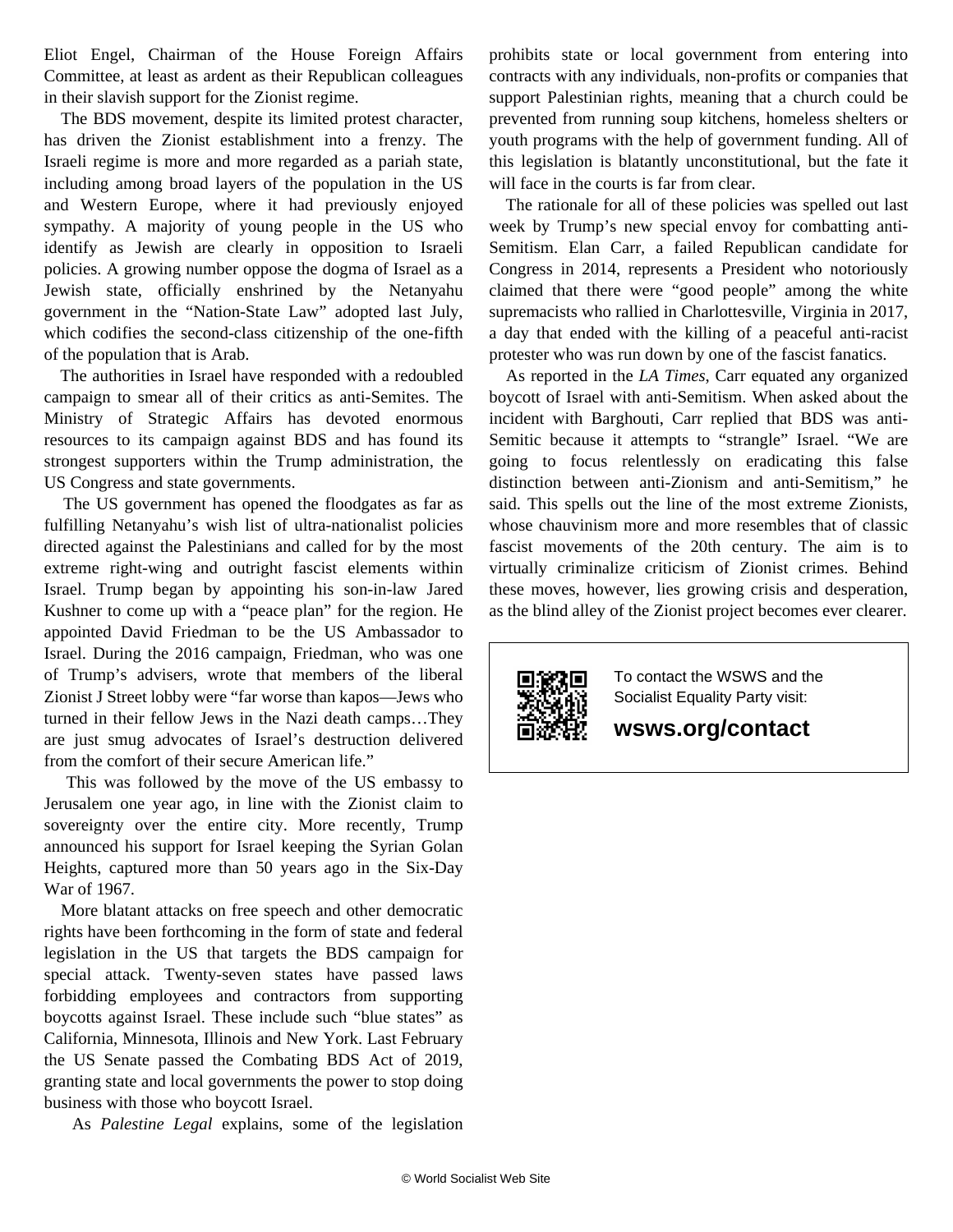Eliot Engel, Chairman of the House Foreign Affairs Committee, at least as ardent as their Republican colleagues in their slavish support for the Zionist regime.

The BDS movement, despite its limited protest character, has driven the Zionist establishment into a frenzy. The Israeli regime is more and more regarded as a pariah state, including among broad layers of the population in the US and Western Europe, where it had previously enjoyed sympathy. A majority of young people in the US who identify as Jewish are clearly in opposition to Israeli policies. A growing number oppose the dogma of Israel as a Jewish state, officially enshrined by the Netanyahu government in the "Nation-State Law" adopted last July, which codifies the second-class citizenship of the one-fifth of the population that is Arab.

The authorities in Israel have responded with a redoubled campaign to smear all of their critics as anti-Semites. The Ministry of Strategic Affairs has devoted enormous resources to its campaign against BDS and has found its strongest supporters within the Trump administration, the US Congress and state governments.

The US government has opened the floodgates as far as fulfilling Netanyahu's wish list of ultra-nationalist policies directed against the Palestinians and called for by the most extreme right-wing and outright fascist elements within Israel. Trump began by appointing his son-in-law Jared Kushner to come up with a "peace plan" for the region. He appointed David Friedman to be the US Ambassador to Israel. During the 2016 campaign, Friedman, who was one of Trump's advisers, wrote that members of the liberal Zionist J Street lobby were "far worse than kapos—Jews who turned in their fellow Jews in the Nazi death camps…They are just smug advocates of Israel's destruction delivered from the comfort of their secure American life."

This was followed by the move of the US embassy to Jerusalem one year ago, in line with the Zionist claim to sovereignty over the entire city. More recently, Trump announced his support for Israel keeping the Syrian Golan Heights, captured more than 50 years ago in the Six-Day War of 1967.

More blatant attacks on free speech and other democratic rights have been forthcoming in the form of state and federal legislation in the US that targets the BDS campaign for special attack. Twenty-seven states have passed laws forbidding employees and contractors from supporting boycotts against Israel. These include such "blue states" as California, Minnesota, Illinois and New York. Last February the US Senate passed the Combating BDS Act of 2019, granting state and local governments the power to stop doing business with those who boycott Israel.

As *Palestine Legal* explains, some of the legislation prohibits state or local government from entering into contracts with any individuals, non-profits or companies that support Palestinian rights, meaning that a church could be prevented from running soup kitchens, homeless shelters or youth programs with the help of government funding. All of this legislation is blatantly unconstitutional, but the fate it will face in the courts is far from clear.

The rationale for all of these policies was spelled out last week by Trump's new special envoy for combatting anti-Semitism. Elan Carr, a failed Republican candidate for Congress in 2014, represents a President who notoriously claimed that there were "good people" among the white supremacists who rallied in Charlottesville, Virginia in 2017, a day that ended with the killing of a peaceful anti-racist protester who was run down by one of the fascist fanatics.

As reported in the *LA Times*, Carr equated any organized boycott of Israel with anti-Semitism. When asked about the incident with Barghouti, Carr replied that BDS was anti-Semitic because it attempts to "strangle" Israel. "We are going to focus relentlessly on eradicating this false distinction between anti-Zionism and anti-Semitism," he said. This spells out the line of the most extreme Zionists, whose chauvinism more and more resembles that of classic fascist movements of the 20th century. The aim is to virtually criminalize criticism of Zionist crimes. Behind these moves, however, lies growing crisis and desperation, as the blind alley of the Zionist project becomes ever clearer.

To contact the WSWS and the Socialist Equality Party visit:

**wsws.org/contact**